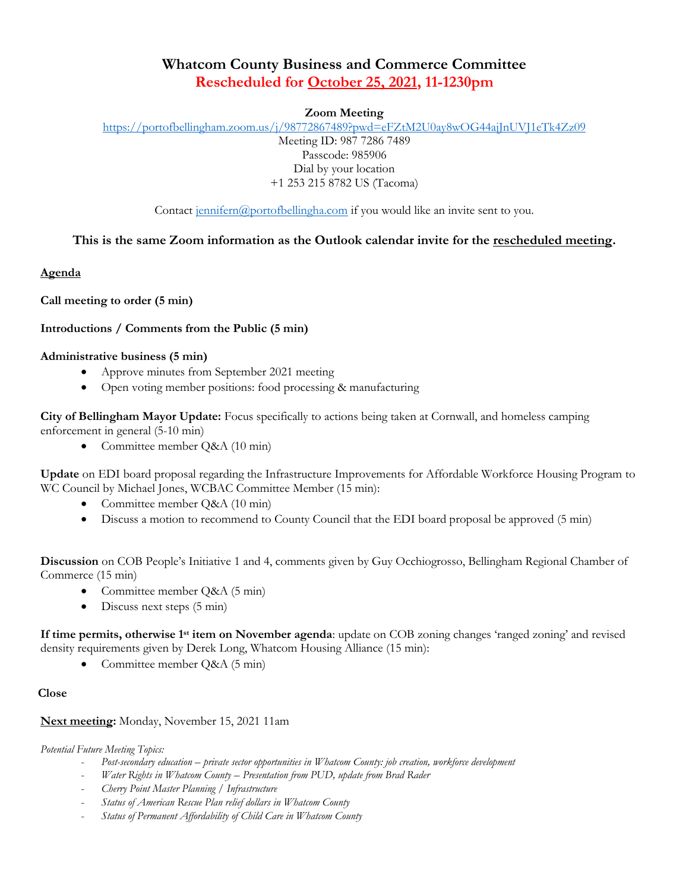# Whatcom County Business and Commerce Committee

## Rescheduled for October 25, 2021, 11-1230pm

**Zoom Meeting**
https://portofbellingham.zoom.us/j/98772867489?pwd=eFZtM2U0ay8wOG44ajJnUVJ1eTk4Zz09
Meeting ID: 987 7286 7489
Passcode: 985906
Dial by your location
+1 253 215 8782 US (Tacoma)

Contact jennifern@portofbellingha.com if you would like an invite sent to you.

**This is the same Zoom information as the Outlook calendar invite for the rescheduled meeting.**

**Agenda**

**Call meeting to order (5 min)**

**Introductions / Comments from the Public (5 min)**

**Administrative business (5 min)**

- Approve minutes from September 2021 meeting
- Open voting member positions: food processing & manufacturing

**City of Bellingham Mayor Update:** Focus specifically to actions being taken at Cornwall, and homeless camping enforcement in general (5-10 min)

- Committee member Q&A (10 min)

**Update** on EDI board proposal regarding the Infrastructure Improvements for Affordable Workforce Housing Program to WC Council by Michael Jones, WCBAC Committee Member (15 min):

- Committee member Q&A (10 min)
- Discuss a motion to recommend to County Council that the EDI board proposal be approved (5 min)

**Discussion** on COB People's Initiative 1 and 4, comments given by Guy Occhiogrosso, Bellingham Regional Chamber of Commerce (15 min)

- Committee member Q&A (5 min)
- Discuss next steps (5 min)

**If time permits, otherwise 1st item on November agenda**: update on COB zoning changes 'ranged zoning' and revised density requirements given by Derek Long, Whatcom Housing Alliance (15 min):

- Committee member Q&A (5 min)

**Close**

**Next meeting:** Monday, November 15, 2021 11am

*Potential Future Meeting Topics:*

- *Post-secondary education – private sector opportunities in Whatcom County: job creation, workforce development*
- *Water Rights in Whatcom County – Presentation from PUD, update from Brad Rader*
- *Cherry Point Master Planning / Infrastructure*
- *Status of American Rescue Plan relief dollars in Whatcom County*
- *Status of Permanent Affordability of Child Care in Whatcom County*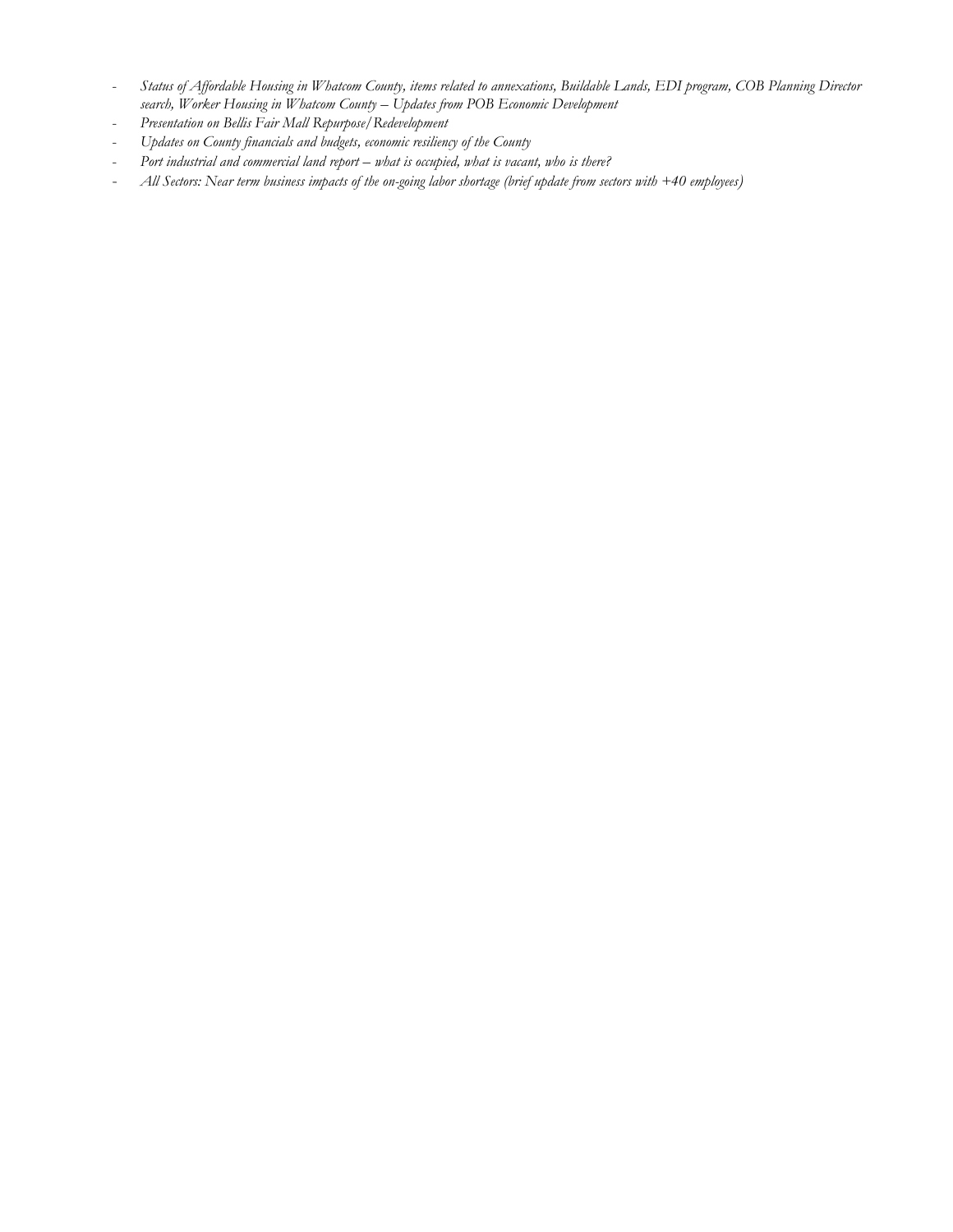- *Status of Affordable Housing in Whatcom County, items related to annexations, Buildable Lands, EDI program, COB Planning Director search, Worker Housing in Whatcom County – Updates from POB Economic Development*
- *Presentation on Bellis Fair Mall Repurpose/Redevelopment*
- *Updates on County financials and budgets, economic resiliency of the County*
- *Port industrial and commercial land report – what is occupied, what is vacant, who is there?*
- *All Sectors: Near term business impacts of the on-going labor shortage (brief update from sectors with +40 employees)*